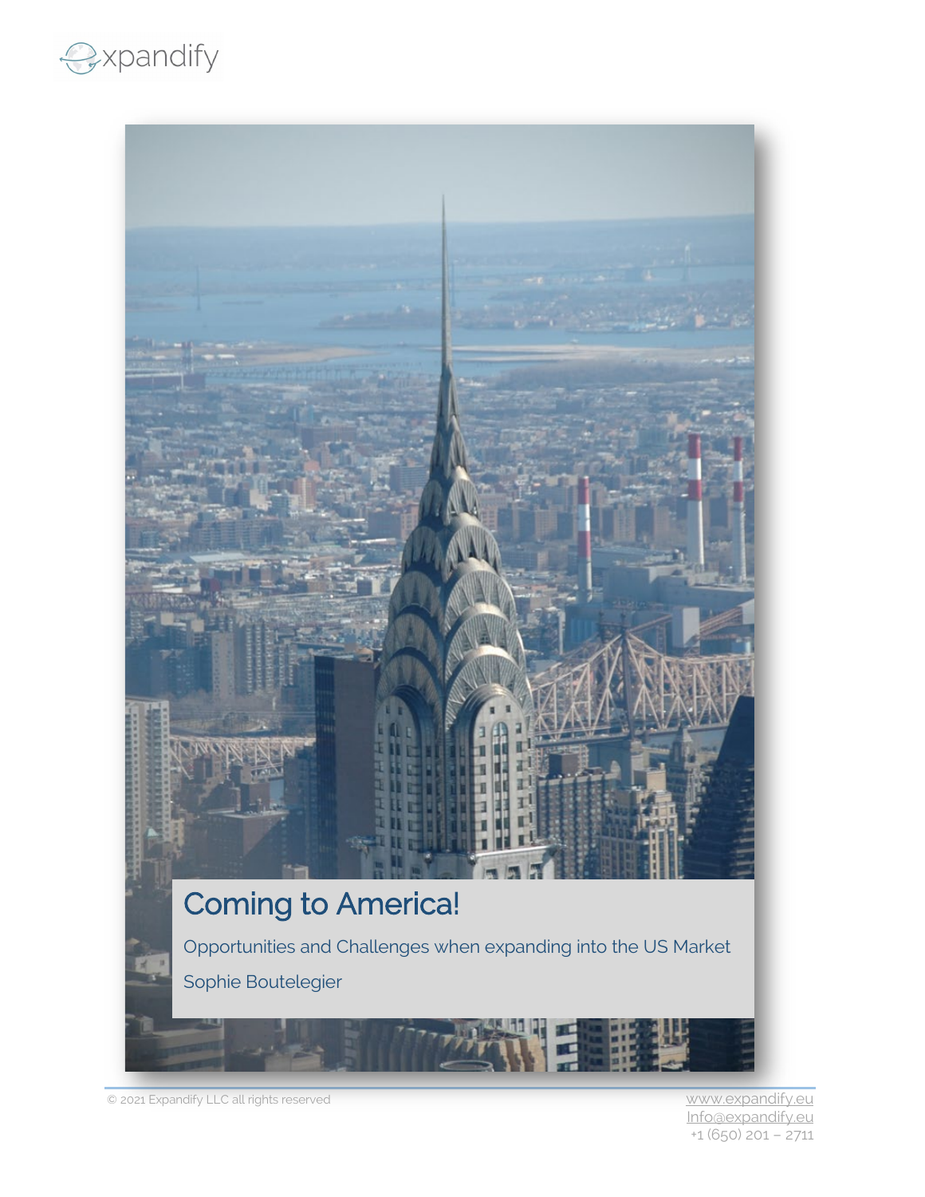# Coming to America!

Opportunities and Challenges when expanding into the US Market

Sophie Boutelegier

© 2021 Expandify LLC all rights reserved

www.expandify.eu
Info@expandify.eu
+1 (650) 201 – 2711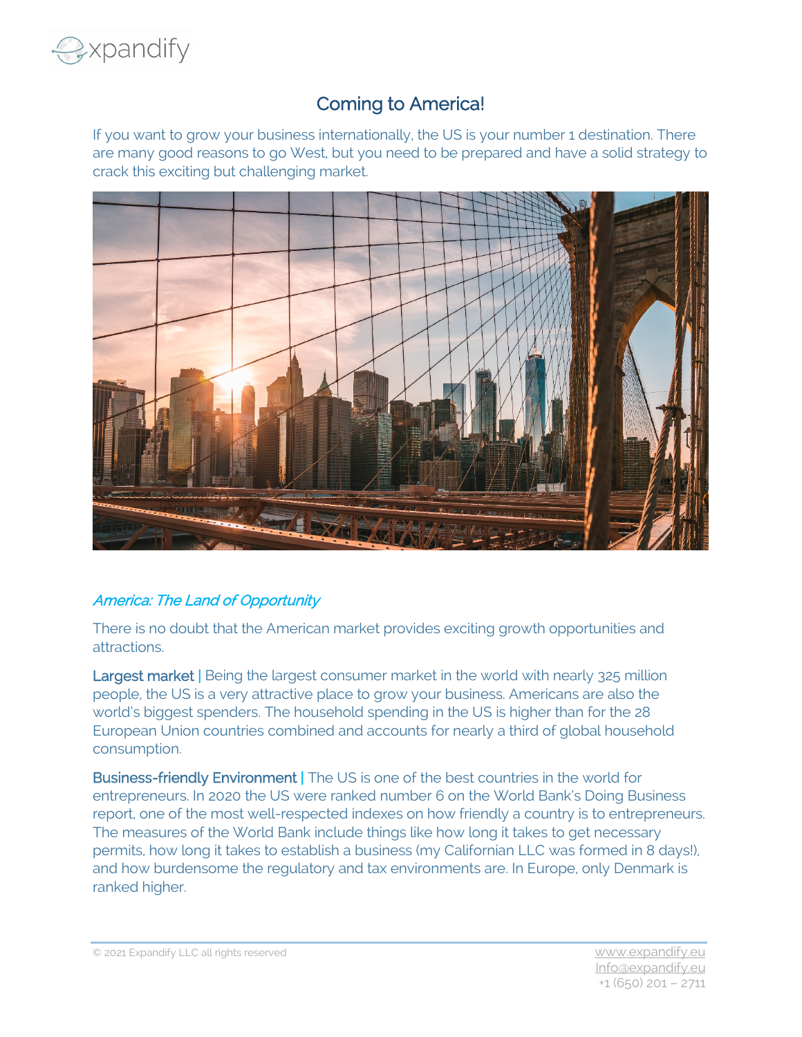# Coming to America!

If you want to grow your business internationally, the US is your number 1 destination. There are many good reasons to go West, but you need to be prepared and have a solid strategy to crack this exciting but challenging market.

### *America: The Land of Opportunity*

There is no doubt that the American market provides exciting growth opportunities and attractions.

**Largest market |** Being the largest consumer market in the world with nearly 325 million people, the US is a very attractive place to grow your business. Americans are also the world's biggest spenders. The household spending in the US is higher than for the 28 European Union countries combined and accounts for nearly a third of global household consumption.

**Business-friendly Environment |** The US is one of the best countries in the world for entrepreneurs. In 2020 the US were ranked number 6 on the World Bank's Doing Business report, one of the most well-respected indexes on how friendly a country is to entrepreneurs. The measures of the World Bank include things like how long it takes to get necessary permits, how long it takes to establish a business (my Californian LLC was formed in 8 days!), and how burdensome the regulatory and tax environments are. In Europe, only Denmark is ranked higher.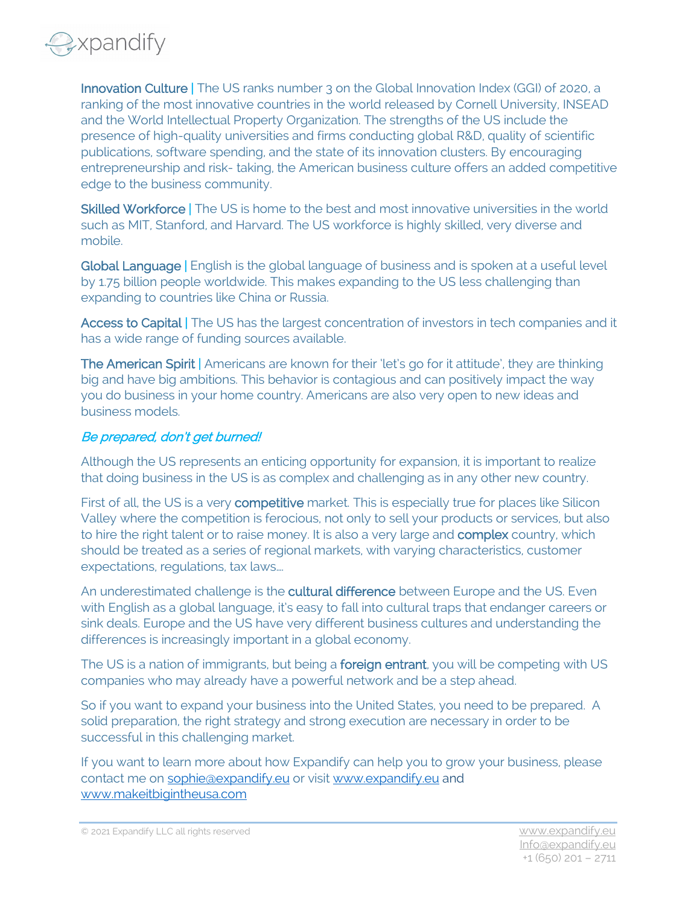**Innovation Culture** | The US ranks number 3 on the Global Innovation Index (GGI) of 2020, a ranking of the most innovative countries in the world released by Cornell University, INSEAD and the World Intellectual Property Organization. The strengths of the US include the presence of high-quality universities and firms conducting global R&D, quality of scientific publications, software spending, and the state of its innovation clusters. By encouraging entrepreneurship and risk- taking, the American business culture offers an added competitive edge to the business community.

**Skilled Workforce** | The US is home to the best and most innovative universities in the world such as MIT, Stanford, and Harvard. The US workforce is highly skilled, very diverse and mobile.

**Global Language** | English is the global language of business and is spoken at a useful level by 1.75 billion people worldwide. This makes expanding to the US less challenging than expanding to countries like China or Russia.

**Access to Capital** | The US has the largest concentration of investors in tech companies and it has a wide range of funding sources available.

**The American Spirit** | Americans are known for their 'let's go for it attitude', they are thinking big and have big ambitions. This behavior is contagious and can positively impact the way you do business in your home country. Americans are also very open to new ideas and business models.

## *Be prepared, don't get burned!*

Although the US represents an enticing opportunity for expansion, it is important to realize that doing business in the US is as complex and challenging as in any other new country.

First of all, the US is a very **competitive** market. This is especially true for places like Silicon Valley where the competition is ferocious, not only to sell your products or services, but also to hire the right talent or to raise money. It is also a very large and **complex** country, which should be treated as a series of regional markets, with varying characteristics, customer expectations, regulations, tax laws….

An underestimated challenge is the **cultural difference** between Europe and the US. Even with English as a global language, it's easy to fall into cultural traps that endanger careers or sink deals. Europe and the US have very different business cultures and understanding the differences is increasingly important in a global economy.

The US is a nation of immigrants, but being a **foreign entrant**, you will be competing with US companies who may already have a powerful network and be a step ahead.

So if you want to expand your business into the United States, you need to be prepared. A solid preparation, the right strategy and strong execution are necessary in order to be successful in this challenging market.

If you want to learn more about how Expandify can help you to grow your business, please contact me on sophie@expandify.eu or visit www.expandify.eu and www.makeitbigintheusa.com